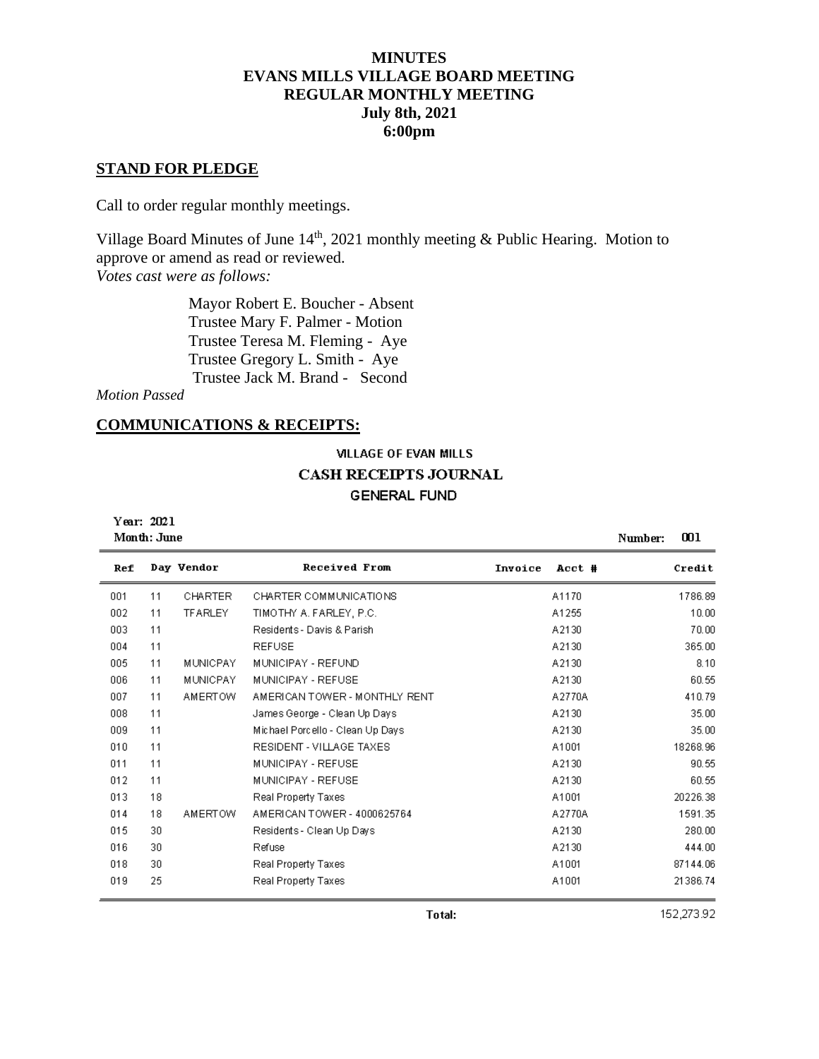# MINUTES
# EVANS MILLS VILLAGE BOARD MEETING
# REGULAR MONTHLY MEETING
# July 8th, 2021
# 6:00pm

## STAND FOR PLEDGE

Call to order regular monthly meetings.

Village Board Minutes of June 14th, 2021 monthly meeting & Public Hearing. Motion to approve or amend as read or reviewed.
*Votes cast were as follows:*

Mayor Robert E. Boucher - Absent
Trustee Mary F. Palmer - Motion
Trustee Teresa M. Fleming - Aye
Trustee Gregory L. Smith - Aye
Trustee Jack M. Brand - Second

*Motion Passed*

## COMMUNICATIONS & RECEIPTS:

**VILLAGE OF EVAN MILLS**
**CASH RECEIPTS JOURNAL**
**GENERAL FUND**

Year: 2021
Month: June
Number: 001

| Ref | Day | Vendor | Received From | Invoice | Acct # | Credit |
|---|---|---|---|---|---|---|
| 001 | 11 | CHARTER | CHARTER COMMUNICATIONS | | A1170 | 1786.89 |
| 002 | 11 | TFARLEY | TIMOTHY A. FARLEY, P.C. | | A1255 | 10.00 |
| 003 | 11 | | Residents - Davis & Parish | | A2130 | 70.00 |
| 004 | 11 | | REFUSE | | A2130 | 365.00 |
| 005 | 11 | MUNICPAY | MUNICIPAY - REFUND | | A2130 | 8.10 |
| 006 | 11 | MUNICPAY | MUNICIPAY - REFUSE | | A2130 | 60.55 |
| 007 | 11 | AMERTOW | AMERICAN TOWER - MONTHLY RENT | | A2770A | 410.79 |
| 008 | 11 | | James George - Clean Up Days | | A2130 | 35.00 |
| 009 | 11 | | Michael Porcello - Clean Up Days | | A2130 | 35.00 |
| 010 | 11 | | RESIDENT - VILLAGE TAXES | | A1001 | 18268.96 |
| 011 | 11 | | MUNICIPAY - REFUSE | | A2130 | 90.55 |
| 012 | 11 | | MUNICIPAY - REFUSE | | A2130 | 60.55 |
| 013 | 18 | | Real Property Taxes | | A1001 | 20226.38 |
| 014 | 18 | AMERTOW | AMERICAN TOWER - 4000625764 | | A2770A | 1591.35 |
| 015 | 30 | | Residents - Clean Up Days | | A2130 | 280.00 |
| 016 | 30 | | Refuse | | A2130 | 444.00 |
| 018 | 30 | | Real Property Taxes | | A1001 | 87144.06 |
| 019 | 25 | | Real Property Taxes | | A1001 | 21386.74 |
| | | | | Total: | | 152,273.92 |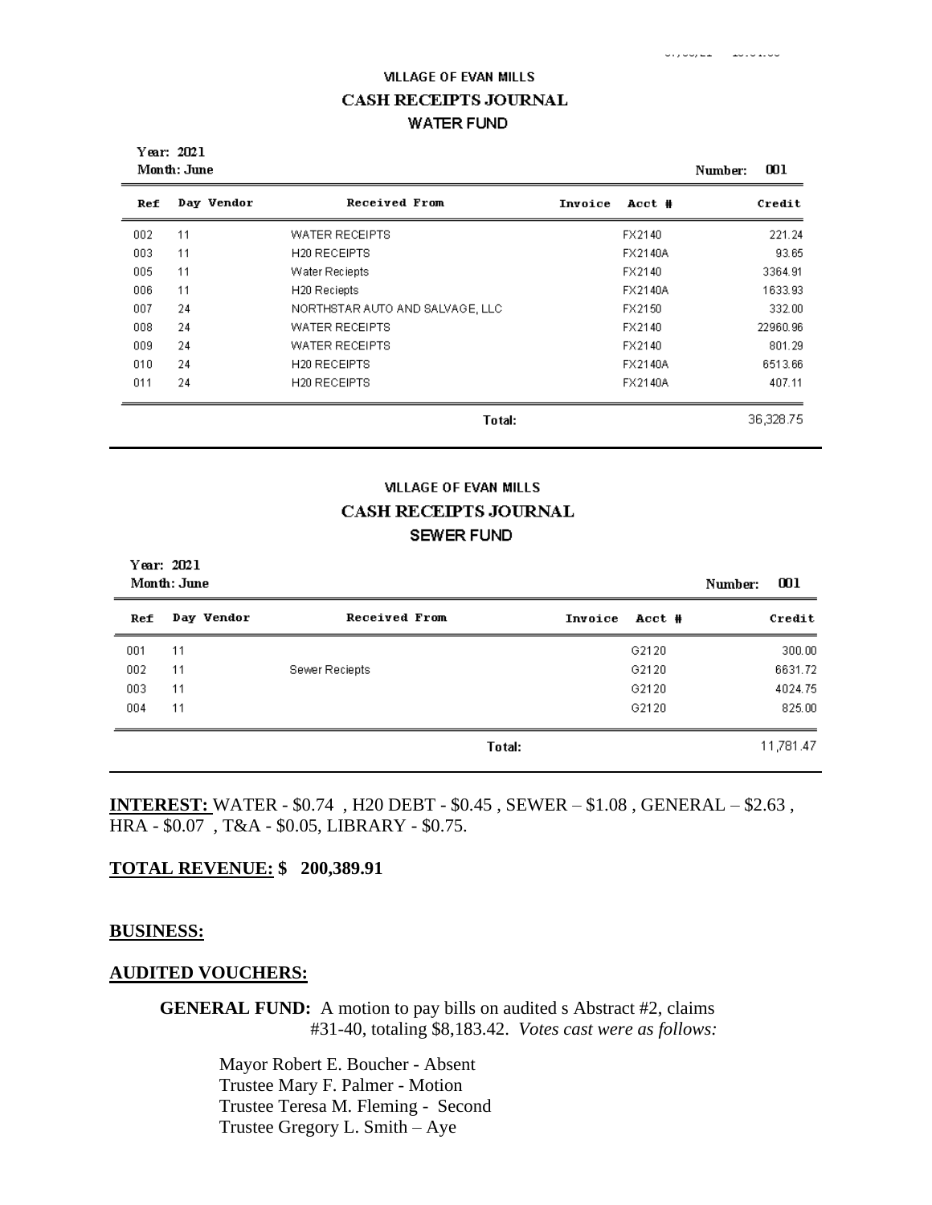VILLAGE OF EVAN MILLS
**CASH RECEIPTS JOURNAL**
WATER FUND

**Year: 2021**
**Month: June**

**Number: 001**

| Ref | Day | Vendor | Received From | Invoice | Acct # | Credit |
|---|---|---|---|---|---|---|
| 002 | 11 | | WATER RECEIPTS | | FX2140 | 221.24 |
| 003 | 11 | | H20 RECEIPTS | | FX2140A | 93.65 |
| 005 | 11 | | Water Reciepts | | FX2140 | 3364.91 |
| 006 | 11 | | H20 Reciepts | | FX2140A | 1633.93 |
| 007 | 24 | | NORTHSTAR AUTO AND SALVAGE, LLC | | FX2150 | 332.00 |
| 008 | 24 | | WATER RECEIPTS | | FX2140 | 22960.96 |
| 009 | 24 | | WATER RECEIPTS | | FX2140 | 801.29 |
| 010 | 24 | | H20 RECEIPTS | | FX2140A | 6513.66 |
| 011 | 24 | | H20 RECEIPTS | | FX2140A | 407.11 |
| | | | **Total:** | | | 36,328.75 |

VILLAGE OF EVAN MILLS
**CASH RECEIPTS JOURNAL**
SEWER FUND

**Year: 2021**
**Month: June**

**Number: 001**

| Ref | Day | Vendor | Received From | Invoice | Acct # | Credit |
|---|---|---|---|---|---|---|
| 001 | 11 | | | | G2120 | 300.00 |
| 002 | 11 | | Sewer Reciepts | | G2120 | 6631.72 |
| 003 | 11 | | | | G2120 | 4024.75 |
| 004 | 11 | | | | G2120 | 825.00 |
| | | | **Total:** | | | 11,781.47 |

**INTEREST:** WATER - $0.74 , H20 DEBT - $0.45 , SEWER – $1.08 , GENERAL – $2.63 , HRA - $0.07 , T&A - $0.05, LIBRARY - $0.75.

**TOTAL REVENUE: $ 200,389.91**

**BUSINESS:**

**AUDITED VOUCHERS:**

**GENERAL FUND:** A motion to pay bills on audited s Abstract #2, claims #31-40, totaling $8,183.42. *Votes cast were as follows:*

Mayor Robert E. Boucher - Absent
Trustee Mary F. Palmer - Motion
Trustee Teresa M. Fleming - Second
Trustee Gregory L. Smith – Aye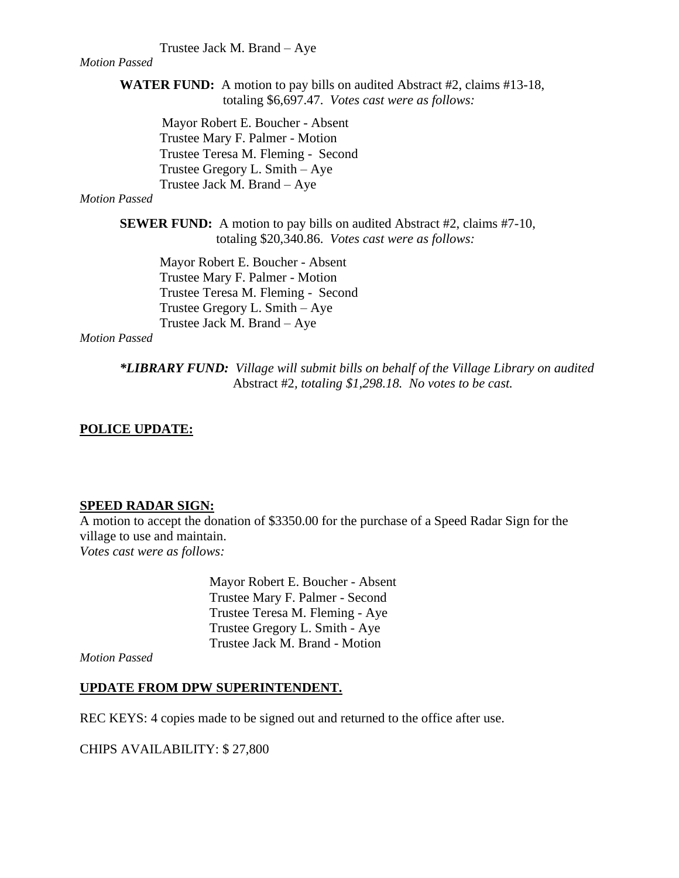Trustee Jack M. Brand – Aye

*Motion Passed*

**WATER FUND:** A motion to pay bills on audited Abstract #2, claims #13-18, totaling $6,697.47. *Votes cast were as follows:*

Mayor Robert E. Boucher - Absent
Trustee Mary F. Palmer - Motion
Trustee Teresa M. Fleming - Second
Trustee Gregory L. Smith – Aye
Trustee Jack M. Brand – Aye

*Motion Passed*

**SEWER FUND:** A motion to pay bills on audited Abstract #2, claims #7-10, totaling $20,340.86. *Votes cast were as follows:*

Mayor Robert E. Boucher - Absent
Trustee Mary F. Palmer - Motion
Trustee Teresa M. Fleming - Second
Trustee Gregory L. Smith – Aye
Trustee Jack M. Brand – Aye

*Motion Passed*

***LIBRARY FUND:** *Village will submit bills on behalf of the Village Library on audited* Abstract #2, *totaling $1,298.18. No votes to be cast.*

**POLICE UPDATE:**

**SPEED RADAR SIGN:**

A motion to accept the donation of $3350.00 for the purchase of a Speed Radar Sign for the village to use and maintain.
*Votes cast were as follows:*

Mayor Robert E. Boucher - Absent
Trustee Mary F. Palmer - Second
Trustee Teresa M. Fleming - Aye
Trustee Gregory L. Smith - Aye
Trustee Jack M. Brand - Motion

*Motion Passed*

**UPDATE FROM DPW SUPERINTENDENT.**

REC KEYS: 4 copies made to be signed out and returned to the office after use.

CHIPS AVAILABILITY: $ 27,800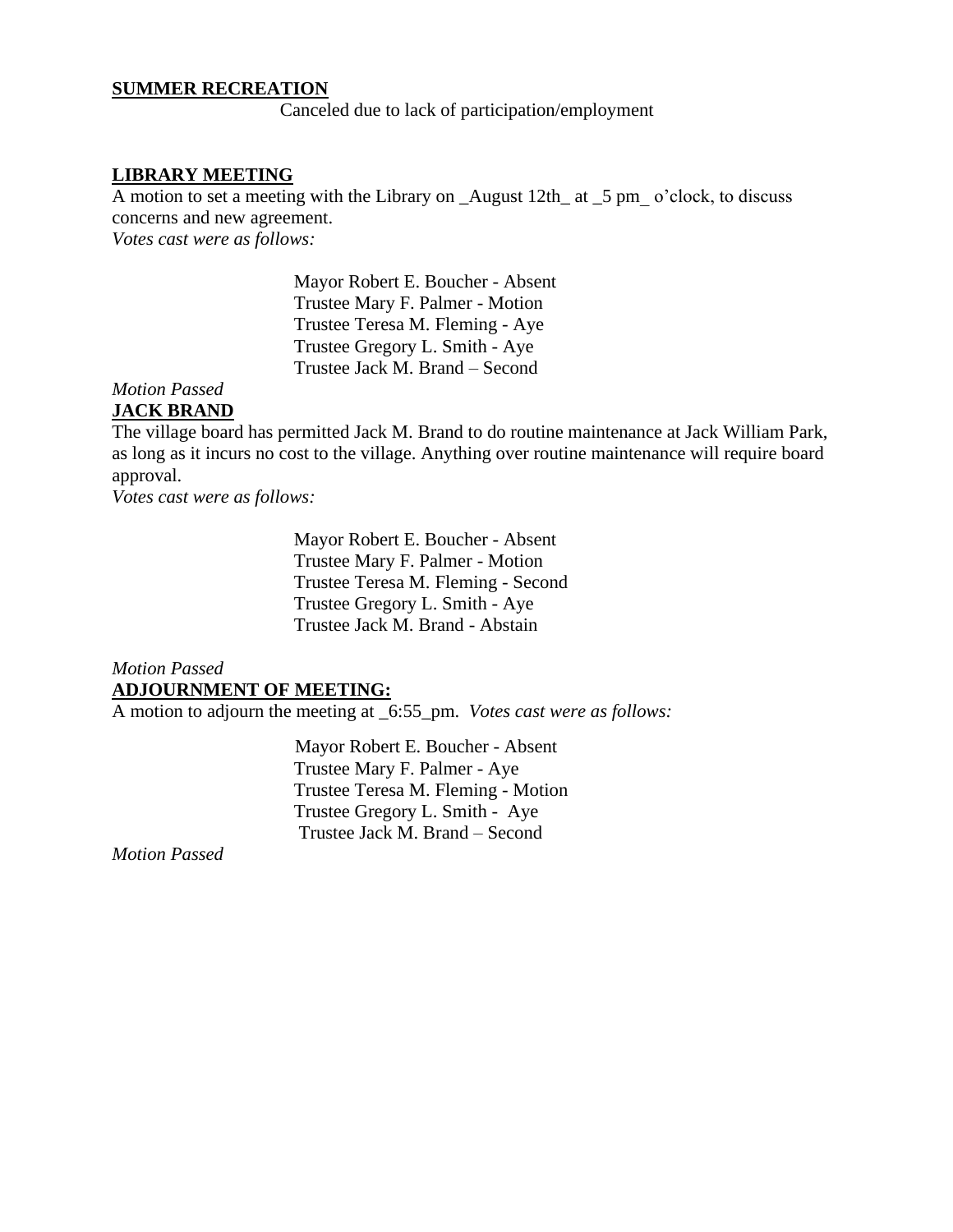**SUMMER RECREATION**

Canceled due to lack of participation/employment

**LIBRARY MEETING**

A motion to set a meeting with the Library on _August 12th_ at _5 pm_ o'clock, to discuss concerns and new agreement.

*Votes cast were as follows:*

Mayor Robert E. Boucher - Absent
Trustee Mary F. Palmer - Motion
Trustee Teresa M. Fleming - Aye
Trustee Gregory L. Smith - Aye
Trustee Jack M. Brand – Second

*Motion Passed*

**JACK BRAND**

The village board has permitted Jack M. Brand to do routine maintenance at Jack William Park, as long as it incurs no cost to the village. Anything over routine maintenance will require board approval.

*Votes cast were as follows:*

Mayor Robert E. Boucher - Absent
Trustee Mary F. Palmer - Motion
Trustee Teresa M. Fleming - Second
Trustee Gregory L. Smith - Aye
Trustee Jack M. Brand - Abstain

*Motion Passed*

**ADJOURNMENT OF MEETING:**

A motion to adjourn the meeting at _6:55_pm. *Votes cast were as follows:*

Mayor Robert E. Boucher - Absent
Trustee Mary F. Palmer - Aye
Trustee Teresa M. Fleming - Motion
Trustee Gregory L. Smith - Aye
Trustee Jack M. Brand – Second

*Motion Passed*